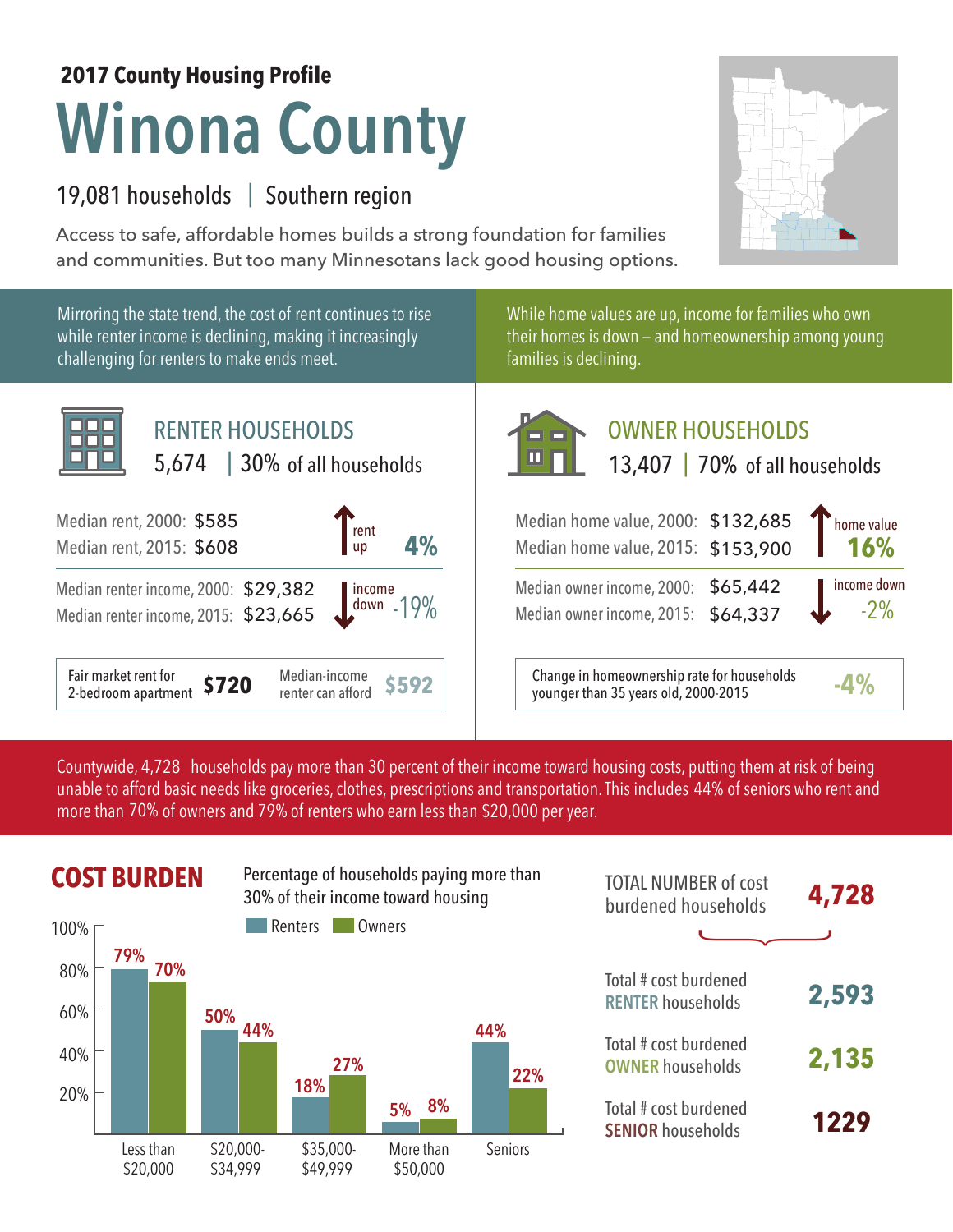**2017 County Housing Profile**

# Winona County

19,081 households | Southern region

Access to safe, affordable homes builds a strong foundation for families and communities. But too many Minnesotans lack good housing options.

Mirroring the state trend, the cost of rent continues to rise while renter income is declining, making it increasingly challenging for renters to make ends meet.

While home values are up, income for families who own their homes is down – and homeownership among young families is declining.

## RENTER HOUSEHOLDS

5,674 | 30% of all households

| | | |
|---|---|---|
| Median rent, 2000: | $585 | rent up 4% |
| Median rent, 2015: | $608 | |
| Median renter income, 2000: | $29,382 | income down -19% |
| Median renter income, 2015: | $23,665 | |

Fair market rent for 2-bedroom apartment **$720** | Median-income renter can afford **$592**

## OWNER HOUSEHOLDS

13,407 | 70% of all households

| | | |
|---|---|---|
| Median home value, 2000: | $132,685 | home value 16% |
| Median home value, 2015: | $153,900 | |
| Median owner income, 2000: | $65,442 | income down -2% |
| Median owner income, 2015: | $64,337 | |

Change in homeownership rate for households younger than 35 years old, 2000-2015 **-4%**

Countywide, 4,728 households pay more than 30 percent of their income toward housing costs, putting them at risk of being unable to afford basic needs like groceries, clothes, prescriptions and transportation. This includes 44% of seniors who rent and more than 70% of owners and 79% of renters who earn less than $20,000 per year.

## COST BURDEN

Percentage of households paying more than 30% of their income toward housing

| | Renters | Owners |
|---|---|---|
| Less than $20,000 | 79% | 70% |
| $20,000-$34,999 | 50% | 44% |
| $35,000-$49,999 | 18% | 27% |
| More than $50,000 | 5% | 8% |
| Seniors | 44% | 22% |

| | |
|---|---|
| TOTAL NUMBER of cost burdened households | **4,728** |
| Total # cost burdened RENTER households | **2,593** |
| Total # cost burdened OWNER households | **2,135** |
| Total # cost burdened SENIOR households | **1229** |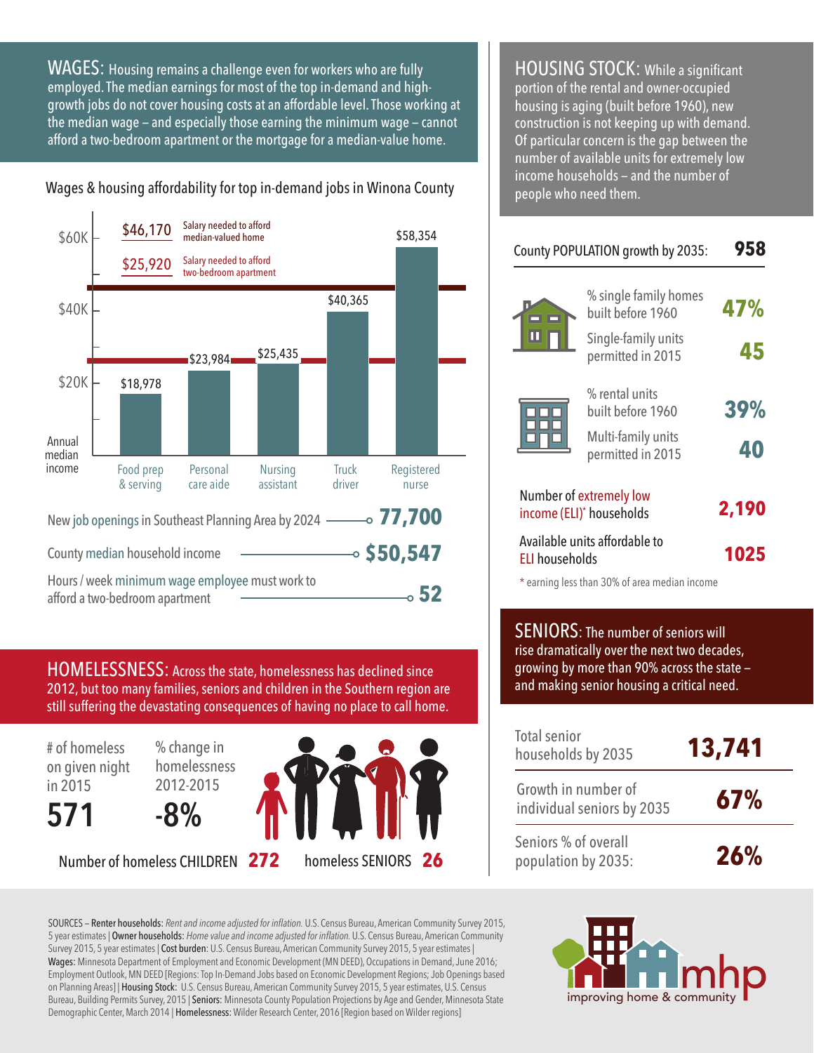## WAGES:

Housing remains a challenge even for workers who are fully employed. The median earnings for most of the top in-demand and high-growth jobs do not cover housing costs at an affordable level. Those working at the median wage – and especially those earning the minimum wage – cannot afford a two-bedroom apartment or the mortgage for a median-value home.

Wages & housing affordability for top in-demand jobs in Winona County

$46,170 Salary needed to afford median-valued home

$25,920 Salary needed to afford two-bedroom apartment

$60K
$40K
$20K
Annual median income

Food prep & serving $18,978
Personal care aide $23,984
Nursing assistant $25,435
Truck driver $40,365
Registered nurse $58,354

New job openings in Southeast Planning Area by 2024 — **77,700**

County median household income — **$50,547**

Hours / week minimum wage employee must work to afford a two-bedroom apartment — **52**

## HOUSING STOCK:

While a significant portion of the rental and owner-occupied housing is aging (built before 1960), new construction is not keeping up with demand. Of particular concern is the gap between the number of available units for extremely low income households – and the number of people who need them.

| | |
|---|---|
| County POPULATION growth by 2035: | **958** |
| % single family homes built before 1960 | **47%** |
| Single-family units permitted in 2015 | **45** |
| % rental units built before 1960 | **39%** |
| Multi-family units permitted in 2015 | **40** |
| Number of extremely low income (ELI)* households | **2,190** |
| Available units affordable to ELI households | **1025** |

* earning less than 30% of area median income

## HOMELESSNESS:

Across the state, homelessness has declined since 2012, but too many families, seniors and children in the Southern region are still suffering the devastating consequences of having no place to call home.

| | |
|---|---|
| # of homeless on given night in 2015 | **571** |
| % change in homelessness 2012-2015 | **-8%** |
| Number of homeless CHILDREN | **272** |
| homeless SENIORS | **26** |

## SENIORS:

The number of seniors will rise dramatically over the next two decades, growing by more than 90% across the state – and making senior housing a critical need.

| | |
|---|---|
| Total senior households by 2035 | **13,741** |
| Growth in number of individual seniors by 2035 | **67%** |
| Seniors % of overall population by 2035: | **26%** |

SOURCES – **Renter households**: *Rent and income adjusted for inflation.* U.S. Census Bureau, American Community Survey 2015, 5 year estimates | **Owner households**: *Home value and income adjusted for inflation.* U.S. Census Bureau, American Community Survey 2015, 5 year estimates | **Cost burden**: U.S. Census Bureau, American Community Survey 2015, 5 year estimates | **Wages**: Minnesota Department of Employment and Economic Development (MN DEED), Occupations in Demand, June 2016; Employment Outlook, MN DEED [Regions: Top In-Demand Jobs based on Economic Development Regions; Job Openings based on Planning Areas] | **Housing Stock**: U.S. Census Bureau, American Community Survey 2015, 5 year estimates, U.S. Census Bureau, Building Permits Survey, 2015 | **Seniors**: Minnesota County Population Projections by Age and Gender, Minnesota State Demographic Center, March 2014 | **Homelessness**: Wilder Research Center, 2016 [Region based on Wilder regions]

mhp improving home & community